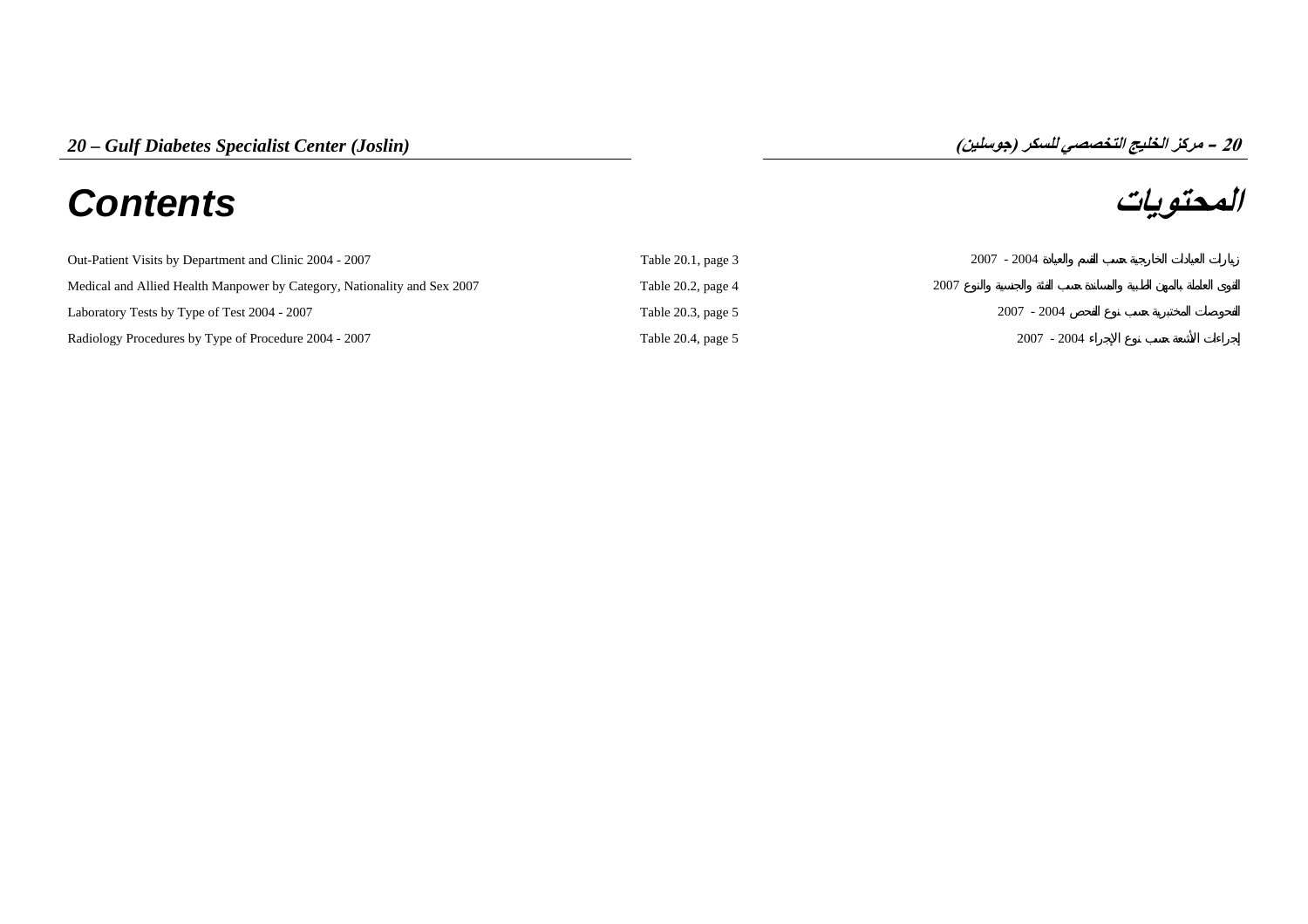# 20 – Gulf Diabetes Specialist Center (Joslin)

# 20 – مركز الخليج التخصصي للسكر (جوسلين)

## Contents

## المحتويات

| | | |
|---|---|---|
| Out-Patient Visits by Department and Clinic 2004 - 2007 | Table 20.1, page 3 | زيارات العيادات الخارجية حسب القسم والعيادة 2004 - 2007 |
| Medical and Allied Health Manpower by Category, Nationality and Sex 2007 | Table 20.2, page 4 | القوى العاملة بالمهن الطبية والمساندة حسب الفئة والجنسية والنوع 2007 |
| Laboratory Tests by Type of Test 2004 - 2007 | Table 20.3, page 5 | الفحوصات المختبرية حسب نوع الفحص 2004 - 2007 |
| Radiology Procedures by Type of Procedure 2004 - 2007 | Table 20.4, page 5 | إجراءات الأشعة حسب نوع الإجراء 2004 - 2007 |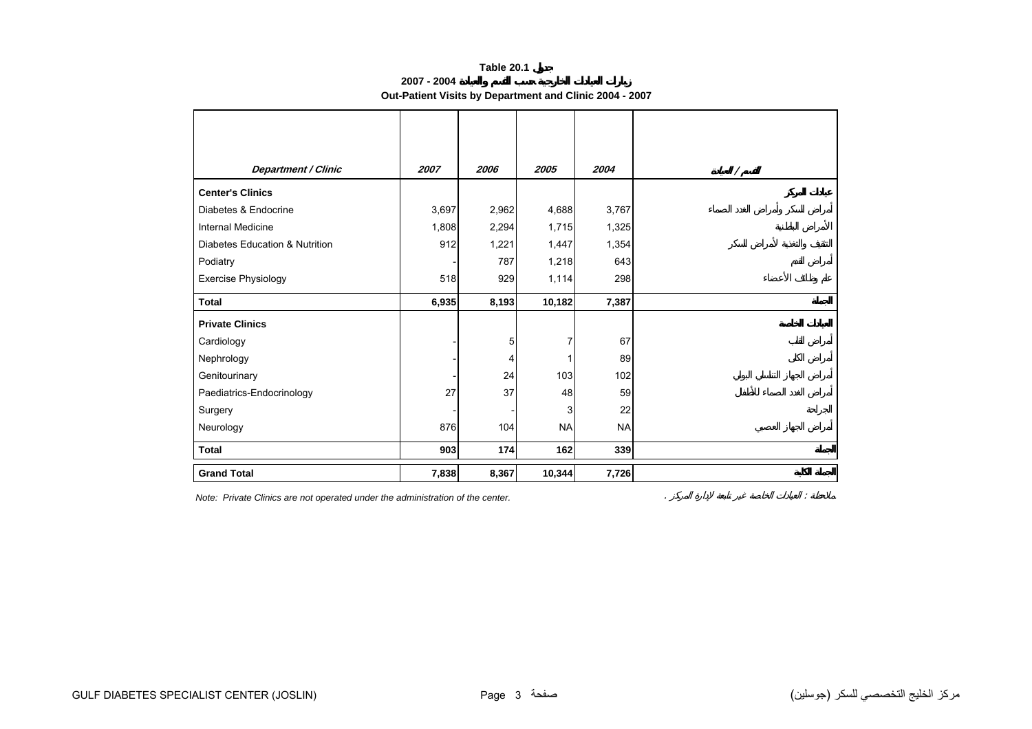**Table 20.1 جدول**

**زيارات العيادات الخارجية حسب القسم والعيادة 2004 - 2007**

**Out-Patient Visits by Department and Clinic 2004 - 2007**

| *Department / Clinic* | *2007* | *2006* | *2005* | *2004* | *القسم / العيادة* |
|---|---|---|---|---|---|
| **Center's Clinics** | | | | | **عيادات المركز** |
| Diabetes & Endocrine | 3,697 | 2,962 | 4,688 | 3,767 | أمراض السكر وأمراض الغدد الصماء |
| Internal Medicine | 1,808 | 2,294 | 1,715 | 1,325 | الأمراض الباطنية |
| Diabetes Education & Nutrition | 912 | 1,221 | 1,447 | 1,354 | التثقيف والتغذية لأمراض السكر |
| Podiatry | - | 787 | 1,218 | 643 | أمراض القدم |
| Exercise Physiology | 518 | 929 | 1,114 | 298 | علم وظائف الأعضاء |
| **Total** | **6,935** | **8,193** | **10,182** | **7,387** | **الجملة** |
| **Private Clinics** | | | | | **العيادات الخاصة** |
| Cardiology | - | 5 | 7 | 67 | أمراض القلب |
| Nephrology | - | 4 | 1 | 89 | أمراض الكلى |
| Genitourinary | - | 24 | 103 | 102 | أمراض الجهاز التناسلي البولي |
| Paediatrics-Endocrinology | 27 | 37 | 48 | 59 | أمراض الغدد الصماء للأطفال |
| Surgery | - | - | 3 | 22 | الجراحة |
| Neurology | 876 | 104 | NA | NA | أمراض الجهاز العصبي |
| **Total** | **903** | **174** | **162** | **339** | **الجملة** |
| **Grand Total** | **7,838** | **8,367** | **10,344** | **7,726** | **الجملة الكلية** |

*Note: Private Clinics are not operated under the administration of the center.*

*ملاحظة : العيادات الخاصة غير تابعة لإدارة المركز .*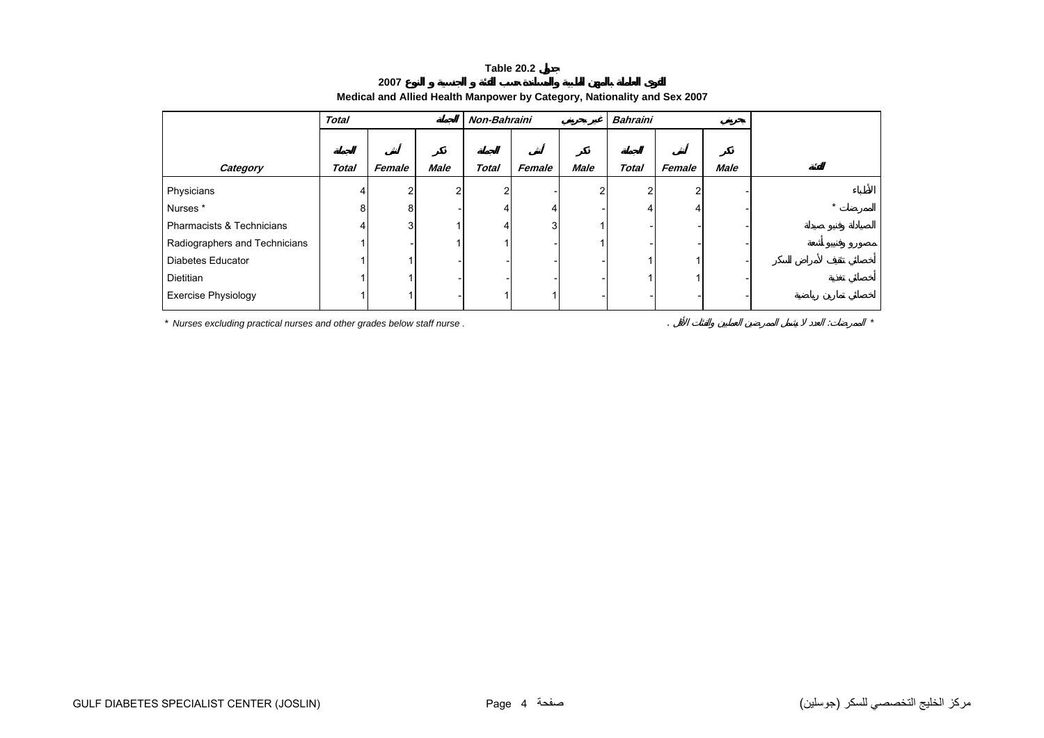**Table 20.2 جدول**

**2007 القوى العاملة بالمهن الطبية والمساندة حسب الفئة و الجنسية و النوع**

**Medical and Allied Health Manpower by Category, Nationality and Sex 2007**

| | Total | | الجملة | Non-Bahraini | | غير بحريني | Bahraini | | بحريني | |
|---|---|---|---|---|---|---|---|---|---|---|
| | الجملة | أنثى | ذكر | الجملة | أنثى | ذكر | الجملة | أنثى | ذكر | |
| **Category** | **Total** | **Female** | **Male** | **Total** | **Female** | **Male** | **Total** | **Female** | **Male** | **الفئة** |
| Physicians | 4 | 2 | 2 | 2 | - | 2 | 2 | 2 | - | الأطباء |
| Nurses * | 8 | 8 | - | 4 | 4 | - | 4 | 4 | - | الممرضات * |
| Pharmacists & Technicians | 4 | 3 | 1 | 4 | 3 | 1 | - | - | - | الصيادلة وفنيو صيدلة |
| Radiographers and Technicians | 1 | - | 1 | 1 | - | 1 | - | - | - | مصورو وفنيو أشعة |
| Diabetes Educator | 1 | 1 | - | - | - | - | 1 | 1 | - | أخصائي تثقيف لأمراض السكر |
| Dietitian | 1 | 1 | - | - | - | - | 1 | 1 | - | أخصائي تغذية |
| Exercise Physiology | 1 | 1 | - | 1 | 1 | - | - | - | - | أخصائي تمارين رياضية |

* Nurses excluding practical nurses and other grades below staff nurse .

* الممرضات: العدد لا يشمل الممرضين العمليين والفئات الأقل .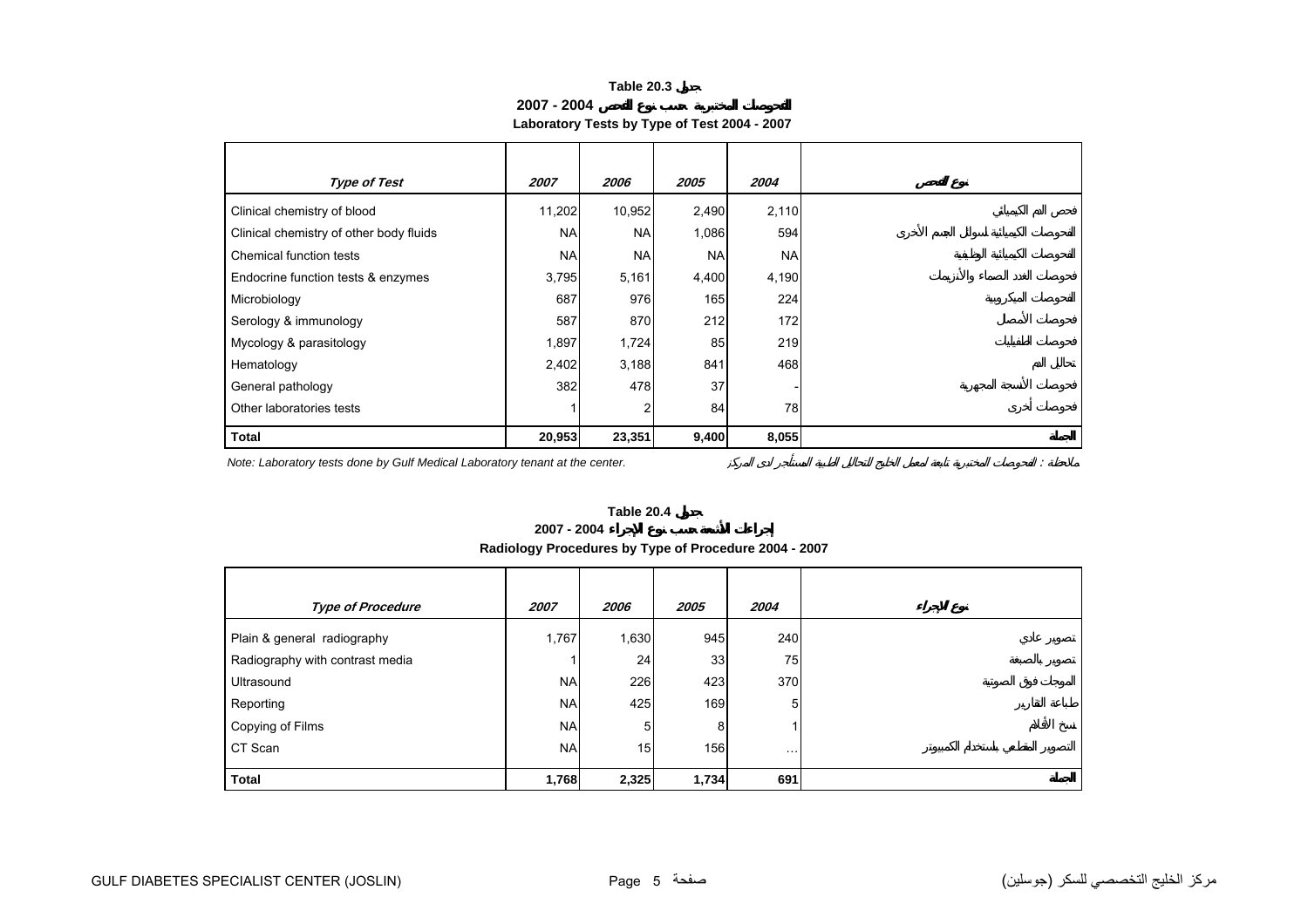**Table 20.3 جدول**

**الفحوصات المختبرية حسب نوع الفحص 2004 - 2007**

**Laboratory Tests by Type of Test 2004 - 2007**

| *Type of Test* | *2007* | *2006* | *2005* | *2004* | نوع الفحص |
|---|---|---|---|---|---|
| Clinical chemistry of blood | 11,202 | 10,952 | 2,490 | 2,110 | فحص الدم الكيميائي |
| Clinical chemistry of other body fluids | NA | NA | 1,086 | 594 | الفحوصات الكيميائية لسوائل الجسم الأخرى |
| Chemical function tests | NA | NA | NA | NA | الفحوصات الكيميائية الوظيفية |
| Endocrine function tests & enzymes | 3,795 | 5,161 | 4,400 | 4,190 | فحوصات الغدد الصماء والأنزيمات |
| Microbiology | 687 | 976 | 165 | 224 | الفحوصات الميكروبية |
| Serology & immunology | 587 | 870 | 212 | 172 | فحوصات الأمصال |
| Mycology & parasitology | 1,897 | 1,724 | 85 | 219 | فحوصات الطفيليات |
| Hematology | 2,402 | 3,188 | 841 | 468 | تحاليل الدم |
| General pathology | 382 | 478 | 37 | - | فحوصات الأنسجة المجهرية |
| Other laboratories tests | 1 | 2 | 84 | 78 | فحوصات أخرى |
| **Total** | **20,953** | **23,351** | **9,400** | **8,055** | **الجملة** |

*Note: Laboratory tests done by Gulf Medical Laboratory tenant at the center.*

*ملاحظة : الفحوصات المختبرية تابعة لمعمل الخليج للتحاليل الطبية المستأجر لدى المركز*

**Table 20.4 جدول**

**إجراءات الأشعة حسب نوع الإجراء 2004 - 2007**

**Radiology Procedures by Type of Procedure 2004 - 2007**

| *Type of Procedure* | *2007* | *2006* | *2005* | *2004* | نوع الإجراء |
|---|---|---|---|---|---|
| Plain & general radiography | 1,767 | 1,630 | 945 | 240 | تصوير عادي |
| Radiography with contrast media | 1 | 24 | 33 | 75 | تصوير بالصبغة |
| Ultrasound | NA | 226 | 423 | 370 | الموجات فوق الصوتية |
| Reporting | NA | 425 | 169 | 5 | طباعة التقارير |
| Copying of Films | NA | 5 | 8 | 1 | نسخ الأفلام |
| CT Scan | NA | 15 | 156 | … | التصوير المقطعي باستخدام الكمبيوتر |
| **Total** | **1,768** | **2,325** | **1,734** | **691** | **الجملة** |